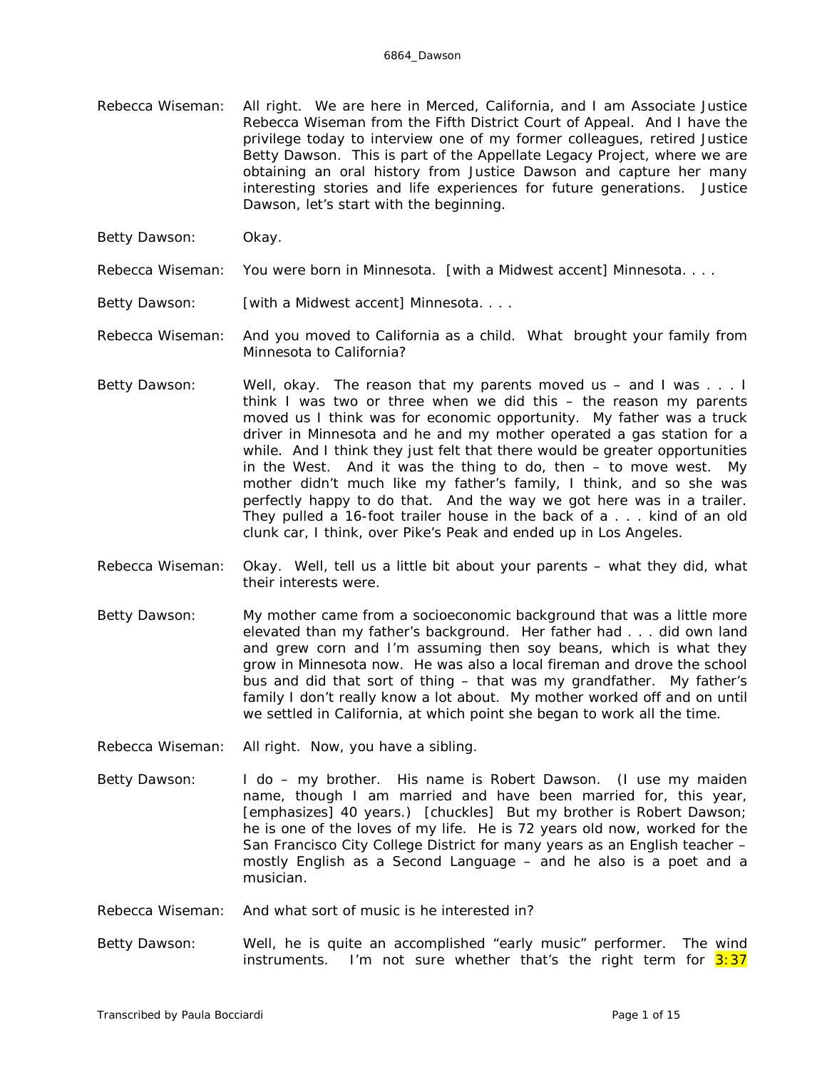Rebecca Wiseman: All right. We are here in Merced, California, and I am Associate Justice Rebecca Wiseman from the Fifth District Court of Appeal. And I have the privilege today to interview one of my former colleagues, retired Justice Betty Dawson. This is part of the Appellate Legacy Project, where we are obtaining an oral history from Justice Dawson and capture her many interesting stories and life experiences for future generations. Justice Dawson, let's start with the beginning.

Betty Dawson: Okay.

Rebecca Wiseman: You were born in Minnesota. [with a Midwest accent] Minnesota. . . .

Betty Dawson: [with a Midwest accent] Minnesota. . . .

Rebecca Wiseman: And you moved to California as a child. What brought your family from Minnesota to California?

Betty Dawson: Well, okay. The reason that my parents moved us – and I was . . . I think I was two or three when we did this – the reason my parents moved us I think was for economic opportunity. My father was a truck driver in Minnesota and he and my mother operated a gas station for a while. And I think they just felt that there would be greater opportunities in the West. And it was the thing to do, then – to move west. My mother didn't much like my father's family, I think, and so she was perfectly happy to do that. And the way we got here was in a trailer. They pulled a 16-foot trailer house in the back of a . . . kind of an old clunk car, I think, over Pike's Peak and ended up in Los Angeles.

Rebecca Wiseman: Okay. Well, tell us a little bit about your parents – what they did, what their interests were.

Betty Dawson: My mother came from a socioeconomic background that was a little more elevated than my father's background. Her father had . . . did own land and grew corn and I'm assuming then soy beans, which is what they grow in Minnesota now. He was also a local fireman and drove the school bus and did that sort of thing – that was my grandfather. My father's family I don't really know a lot about. My mother worked off and on until we settled in California, at which point she began to work all the time.

Rebecca Wiseman: All right. Now, you have a sibling.

Betty Dawson: I do – my brother. His name is Robert Dawson. (I use my maiden name, though I am married and have been married for, this year, [emphasizes] 40 years.) [chuckles] But my brother is Robert Dawson; he is one of the loves of my life. He is 72 years old now, worked for the San Francisco City College District for many years as an English teacher – mostly English as a Second Language – and he also is a poet and a musician.

Rebecca Wiseman: And what sort of music is he interested in?

Betty Dawson: Well, he is quite an accomplished "early music" performer. The wind instruments. I'm not sure whether that's the right term for 3:37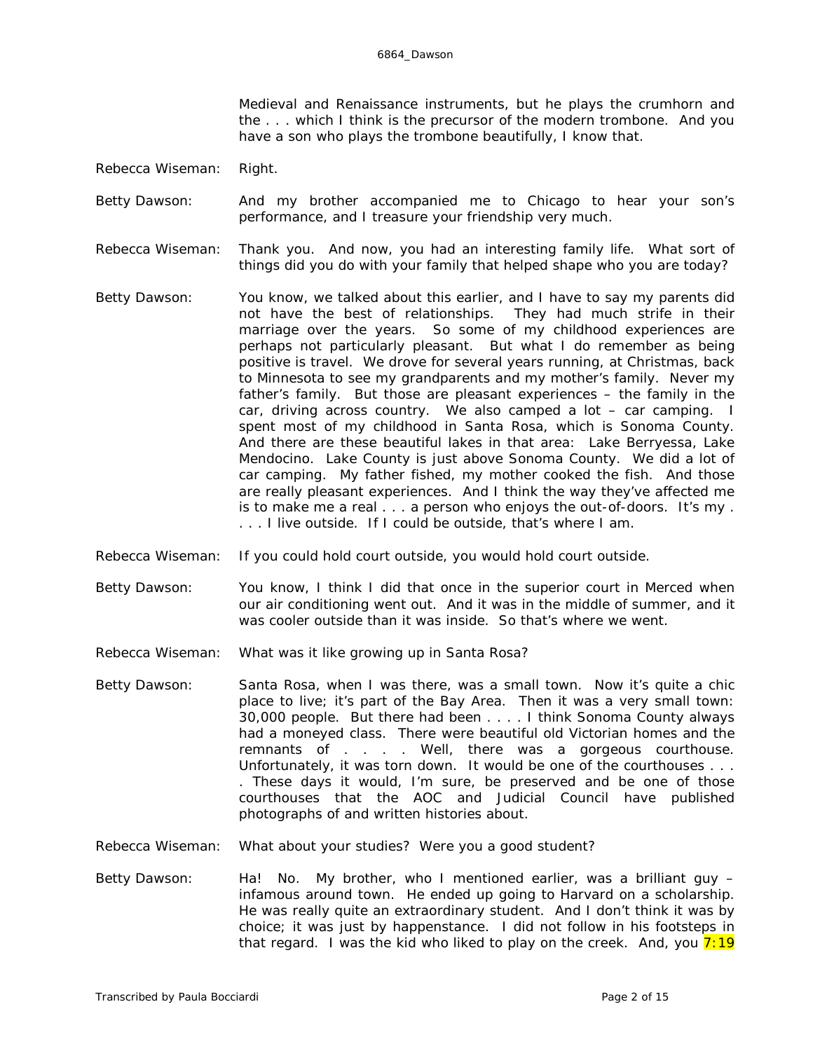Medieval and Renaissance instruments, but he plays the crumhorn and the . . . which I think is the precursor of the modern trombone. And you have a son who plays the trombone beautifully, I know that.

Rebecca Wiseman: Right.

Betty Dawson: And my brother accompanied me to Chicago to hear your son's performance, and I treasure your friendship very much.

Rebecca Wiseman: Thank you. And now, you had an interesting family life. What sort of things did you do with your family that helped shape who you are today?

Betty Dawson: You know, we talked about this earlier, and I have to say my parents did not have the best of relationships. They had much strife in their marriage over the years. So some of my childhood experiences are perhaps not particularly pleasant. But what I do remember as being positive is travel. We drove for several years running, at Christmas, back to Minnesota to see my grandparents and my mother's family. Never my father's family. But those are pleasant experiences – the family in the car, driving across country. We also camped a lot – car camping. I spent most of my childhood in Santa Rosa, which is Sonoma County. And there are these beautiful lakes in that area: Lake Berryessa, Lake Mendocino. Lake County is just above Sonoma County. We did a lot of car camping. My father fished, my mother cooked the fish. And those are really pleasant experiences. And I think the way they've affected me is to make me a real . . . a person who enjoys the out-of-doors. It's my . . . . I live outside. If I could be outside, that's where I am.

Rebecca Wiseman: If you could hold court outside, you would hold court outside.

Betty Dawson: You know, I think I did that once in the superior court in Merced when our air conditioning went out. And it was in the middle of summer, and it was cooler outside than it was inside. So that's where we went.

Rebecca Wiseman: What was it like growing up in Santa Rosa?

Betty Dawson: Santa Rosa, when I was there, was a small town. Now it's quite a chic place to live; it's part of the Bay Area. Then it was a very small town: 30,000 people. But there had been . . . . I think Sonoma County always had a moneyed class. There were beautiful old Victorian homes and the remnants of . . . . Well, there was a gorgeous courthouse. Unfortunately, it was torn down. It would be one of the courthouses . . . . These days it would, I'm sure, be preserved and be one of those courthouses that the AOC and Judicial Council have published photographs of and written histories about.

Rebecca Wiseman: What about your studies? Were you a good student?

Betty Dawson: Ha! No. My brother, who I mentioned earlier, was a brilliant guy – infamous around town. He ended up going to Harvard on a scholarship. He was really quite an extraordinary student. And I don't think it was by choice; it was just by happenstance. I did not follow in his footsteps in that regard. I was the kid who liked to play on the creek. And, you 7:19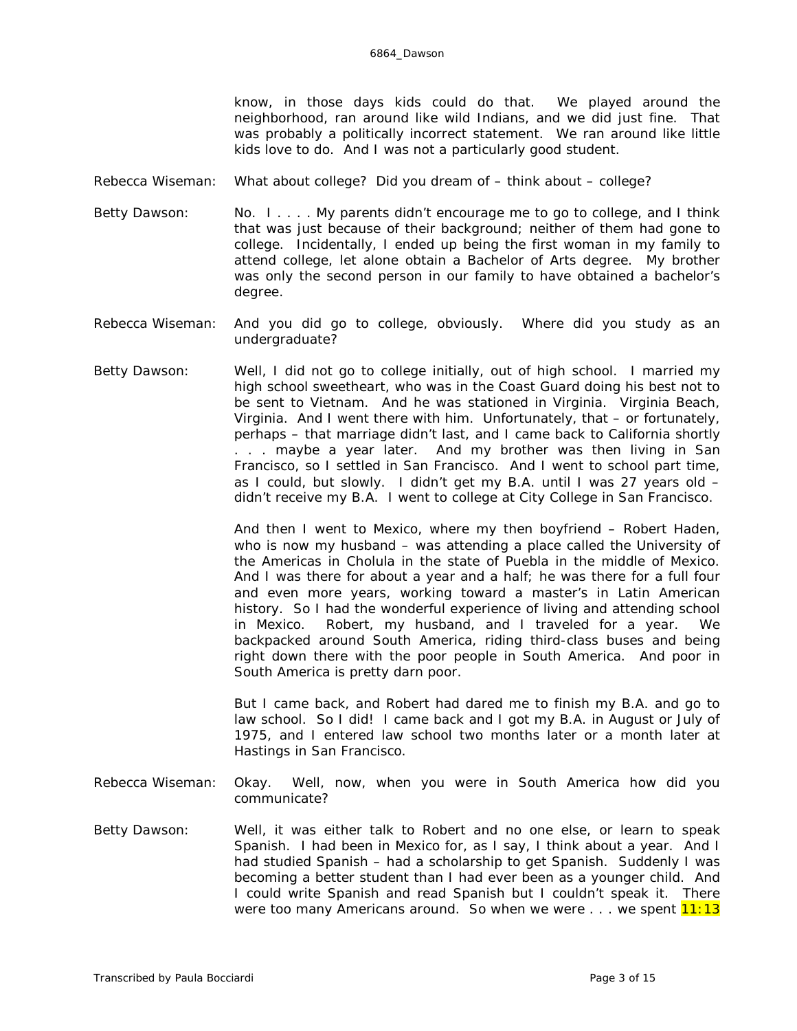know, in those days kids could do that. We played around the neighborhood, ran around like wild Indians, and we did just fine. That was probably a politically incorrect statement. We ran around like little kids love to do. And I was not a particularly good student.

Rebecca Wiseman: What about college? Did you dream of – think about – college?

Betty Dawson: No. I . . . . My parents didn't encourage me to go to college, and I think that was just because of their background; neither of them had gone to college. Incidentally, I ended up being the first woman in my family to attend college, let alone obtain a Bachelor of Arts degree. My brother was only the second person in our family to have obtained a bachelor's degree.

Rebecca Wiseman: And you did go to college, obviously. Where did you study as an undergraduate?

Betty Dawson: Well, I did not go to college initially, out of high school. I married my high school sweetheart, who was in the Coast Guard doing his best not to be sent to Vietnam. And he was stationed in Virginia. Virginia Beach, Virginia. And I went there with him. Unfortunately, that – or fortunately, perhaps – that marriage didn't last, and I came back to California shortly . . . maybe a year later. And my brother was then living in San Francisco, so I settled in San Francisco. And I went to school part time, as I could, but slowly. I didn't get my B.A. until I was 27 years old – didn't receive my B.A. I went to college at City College in San Francisco.

And then I went to Mexico, where my then boyfriend – Robert Haden, who is now my husband – was attending a place called the University of the Americas in Cholula in the state of Puebla in the middle of Mexico. And I was there for about a year and a half; he was there for a full four and even more years, working toward a master's in Latin American history. So I had the wonderful experience of living and attending school in Mexico. Robert, my husband, and I traveled for a year. We backpacked around South America, riding third-class buses and being right down there with the poor people in South America. And poor in South America is pretty darn poor.

But I came back, and Robert had dared me to finish my B.A. and go to law school. So I did! I came back and I got my B.A. in August or July of 1975, and I entered law school two months later or a month later at Hastings in San Francisco.

Rebecca Wiseman: Okay. Well, now, when you were in South America how did you communicate?

Betty Dawson: Well, it was either talk to Robert and no one else, or learn to speak Spanish. I had been in Mexico for, as I say, I think about a year. And I had studied Spanish – had a scholarship to get Spanish. Suddenly I was becoming a better student than I had ever been as a younger child. And I could write Spanish and read Spanish but I couldn't speak it. There were too many Americans around. So when we were . . . we spent 11:13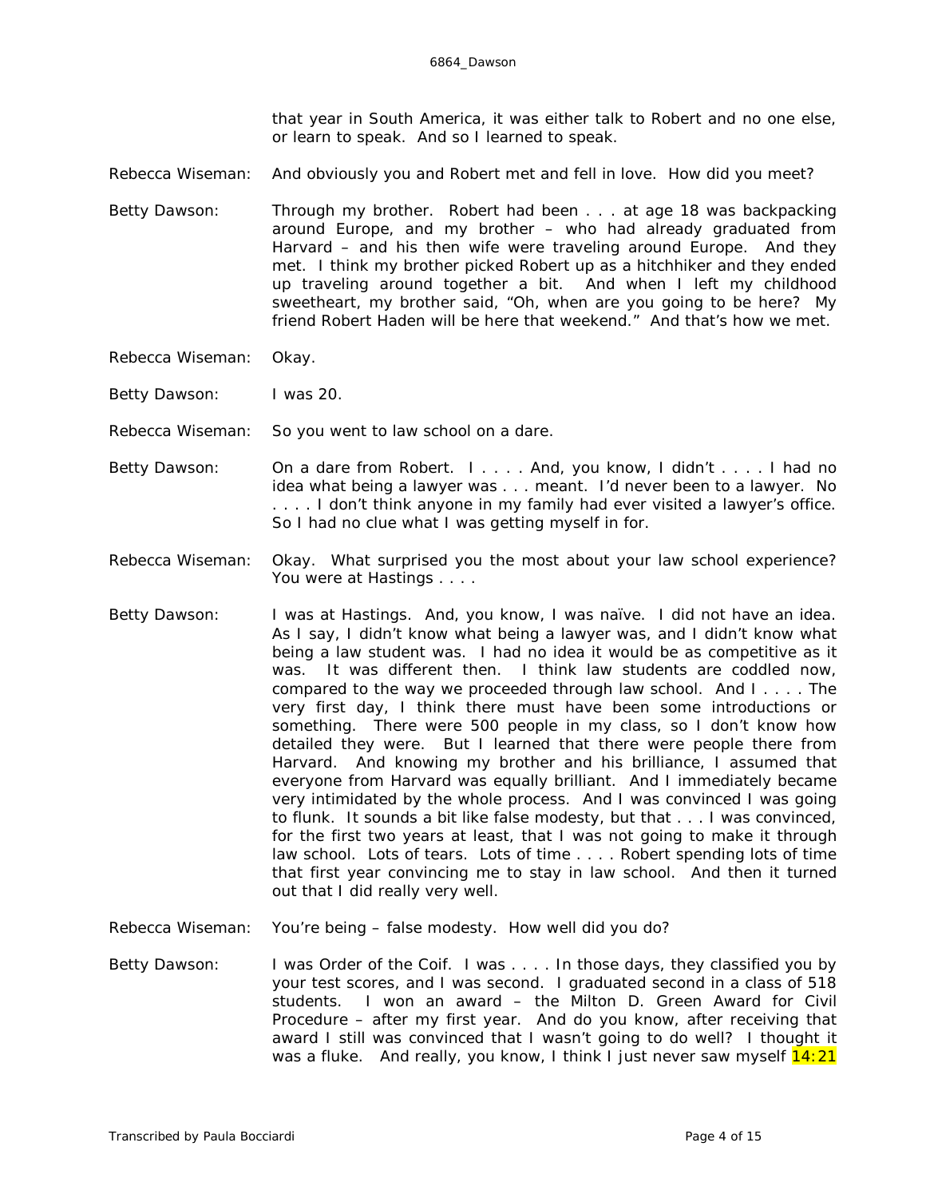that year in South America, it was either talk to Robert and no one else, or learn to speak. And so I learned to speak.

Rebecca Wiseman: And obviously you and Robert met and fell in love. How did you meet?

Betty Dawson: Through my brother. Robert had been . . . at age 18 was backpacking around Europe, and my brother – who had already graduated from Harvard – and his then wife were traveling around Europe. And they met. I think my brother picked Robert up as a hitchhiker and they ended up traveling around together a bit. And when I left my childhood sweetheart, my brother said, "Oh, when are you going to be here? My friend Robert Haden will be here that weekend." And that's how we met.

Rebecca Wiseman: Okay.

Betty Dawson: I was 20.

Rebecca Wiseman: So you went to law school on a dare.

Betty Dawson: On a dare from Robert. I . . . . And, you know, I didn't . . . . I had no idea what being a lawyer was . . . meant. I'd never been to a lawyer. No . . . . I don't think anyone in my family had ever visited a lawyer's office. So I had no clue what I was getting myself in for.

Rebecca Wiseman: Okay. What surprised you the most about your law school experience? You were at Hastings . . . .

Betty Dawson: I was at Hastings. And, you know, I was naïve. I did not have an idea. As I say, I didn't know what being a lawyer was, and I didn't know what being a law student was. I had no idea it would be as competitive as it was. It was different then. I think law students are coddled now, compared to the way we proceeded through law school. And I . . . . The very first day, I think there must have been some introductions or something. There were 500 people in my class, so I don't know how detailed they were. But I learned that there were people there from Harvard. And knowing my brother and his brilliance, I assumed that everyone from Harvard was equally brilliant. And I immediately became very intimidated by the whole process. And I was convinced I was going to flunk. It sounds a bit like false modesty, but that . . . I was convinced, for the first two years at least, that I was not going to make it through law school. Lots of tears. Lots of time . . . . Robert spending lots of time that first year convincing me to stay in law school. And then it turned out that I did really very well.

Rebecca Wiseman: You're being – false modesty. How well did you do?

Betty Dawson: I was Order of the Coif. I was . . . . In those days, they classified you by your test scores, and I was second. I graduated second in a class of 518 students. I won an award – the Milton D. Green Award for Civil Procedure – after my first year. And do you know, after receiving that award I still was convinced that I wasn't going to do well? I thought it was a fluke. And really, you know, I think I just never saw myself 14:21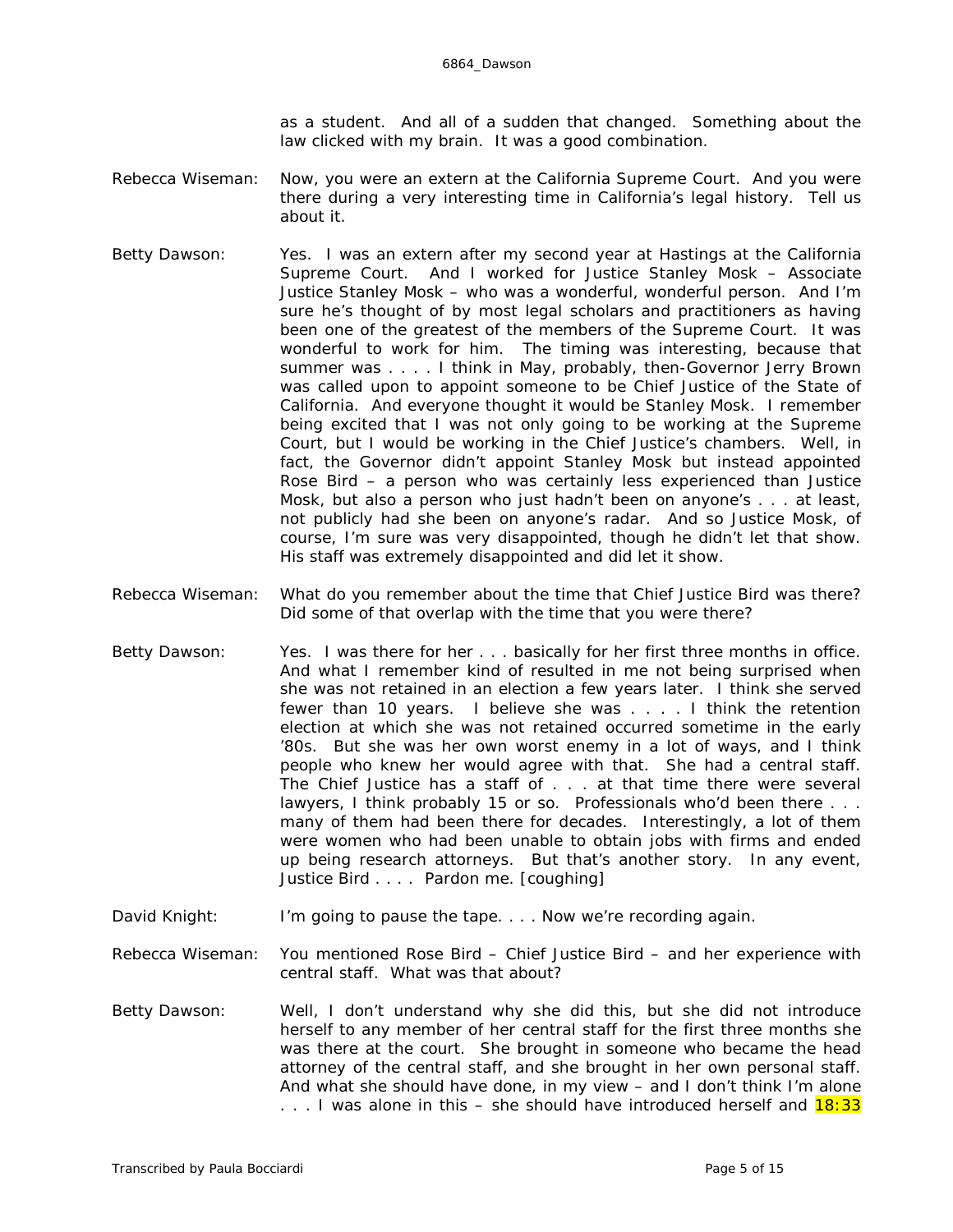as a student. And all of a sudden that changed. Something about the law clicked with my brain. It was a good combination.

Rebecca Wiseman: Now, you were an extern at the California Supreme Court. And you were there during a very interesting time in California's legal history. Tell us about it.

Betty Dawson: Yes. I was an extern after my second year at Hastings at the California Supreme Court. And I worked for Justice Stanley Mosk – Associate Justice Stanley Mosk – who was a wonderful, wonderful person. And I'm sure he's thought of by most legal scholars and practitioners as having been one of the greatest of the members of the Supreme Court. It was wonderful to work for him. The timing was interesting, because that summer was . . . . I think in May, probably, then-Governor Jerry Brown was called upon to appoint someone to be Chief Justice of the State of California. And everyone thought it would be Stanley Mosk. I remember being excited that I was not only going to be working at the Supreme Court, but I would be working in the Chief Justice's chambers. Well, in fact, the Governor didn't appoint Stanley Mosk but instead appointed Rose Bird – a person who was certainly less experienced than Justice Mosk, but also a person who just hadn't been on anyone's . . . at least, not publicly had she been on anyone's radar. And so Justice Mosk, of course, I'm sure was very disappointed, though he didn't let that show. His staff was extremely disappointed and did let it show.

Rebecca Wiseman: What do you remember about the time that Chief Justice Bird was there? Did some of that overlap with the time that you were there?

Betty Dawson: Yes. I was there for her . . . basically for her first three months in office. And what I remember kind of resulted in me not being surprised when she was not retained in an election a few years later. I think she served fewer than 10 years. I believe she was . . . . I think the retention election at which she was not retained occurred sometime in the early '80s. But she was her own worst enemy in a lot of ways, and I think people who knew her would agree with that. She had a central staff. The Chief Justice has a staff of . . . at that time there were several lawyers, I think probably 15 or so. Professionals who'd been there . . . many of them had been there for decades. Interestingly, a lot of them were women who had been unable to obtain jobs with firms and ended up being research attorneys. But that's another story. In any event, Justice Bird . . . . Pardon me. [coughing]

David Knight: I'm going to pause the tape. . . . Now we're recording again.

Rebecca Wiseman: You mentioned Rose Bird – Chief Justice Bird – and her experience with central staff. What was that about?

Betty Dawson: Well, I don't understand why she did this, but she did not introduce herself to any member of her central staff for the first three months she was there at the court. She brought in someone who became the head attorney of the central staff, and she brought in her own personal staff. And what she should have done, in my view – and I don't think I'm alone . . . I was alone in this – she should have introduced herself and 18:33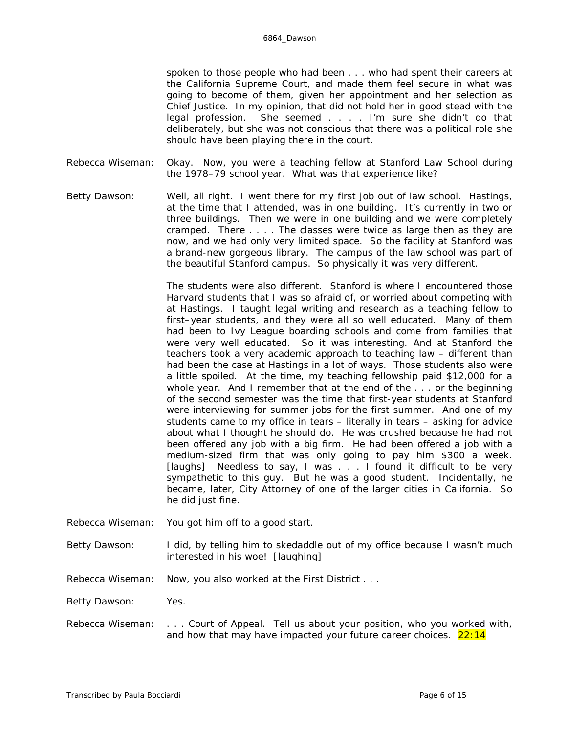spoken to those people who had been . . . who had spent their careers at the California Supreme Court, and made them feel secure in what was going to become of them, given her appointment and her selection as Chief Justice. In my opinion, that did not hold her in good stead with the legal profession. She seemed . . . . I'm sure she didn't do that deliberately, but she was not conscious that there was a political role she should have been playing there in the court.

Rebecca Wiseman: Okay. Now, you were a teaching fellow at Stanford Law School during the 1978–79 school year. What was that experience like?

Betty Dawson: Well, all right. I went there for my first job out of law school. Hastings, at the time that I attended, was in one building. It's currently in two or three buildings. Then we were in one building and we were completely cramped. There . . . . The classes were twice as large then as they are now, and we had only very limited space. So the facility at Stanford was a brand-new gorgeous library. The campus of the law school was part of the beautiful Stanford campus. So physically it was very different.

The students were also different. Stanford is where I encountered those Harvard students that I was so afraid of, or worried about competing with at Hastings. I taught legal writing and research as a teaching fellow to first–year students, and they were all so well educated. Many of them had been to Ivy League boarding schools and come from families that were very well educated. So it was interesting. And at Stanford the teachers took a very academic approach to teaching law – different than had been the case at Hastings in a lot of ways. Those students also were a little spoiled. At the time, my teaching fellowship paid $12,000 for a whole year. And I remember that at the end of the . . . or the beginning of the second semester was the time that first-year students at Stanford were interviewing for summer jobs for the first summer. And one of my students came to my office in tears – literally in tears – asking for advice about what I thought he should do. He was crushed because he had not been offered any job with a big firm. He had been offered a job with a medium-sized firm that was only going to pay him $300 a week. [laughs] Needless to say, I was . . . I found it difficult to be very sympathetic to this guy. But he was a good student. Incidentally, he became, later, City Attorney of one of the larger cities in California. So he did just fine.

Rebecca Wiseman: You got him off to a good start.

Betty Dawson: I did, by telling him to skedaddle out of my office because I wasn't much interested in his woe! [laughing]

Rebecca Wiseman: Now, you also worked at the First District . . .

Betty Dawson: Yes.

Rebecca Wiseman: . . . Court of Appeal. Tell us about your position, who you worked with, and how that may have impacted your future career choices. 22:14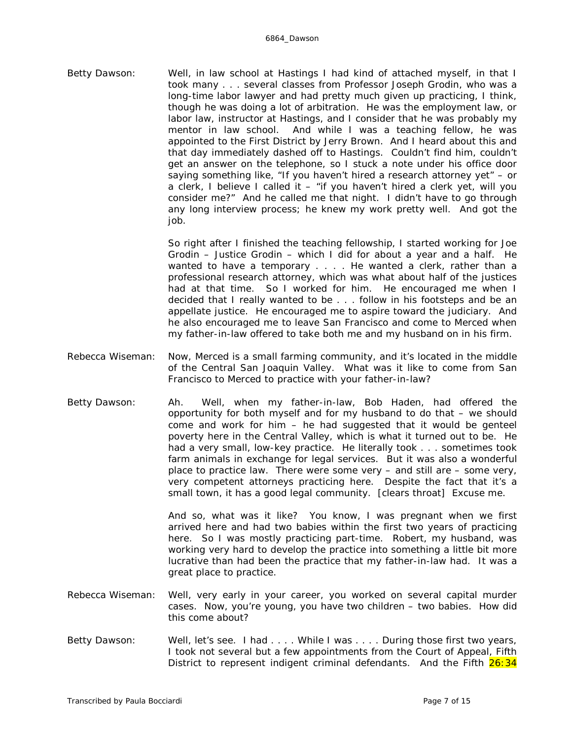Betty Dawson: Well, in law school at Hastings I had kind of attached myself, in that I took many . . . several classes from Professor Joseph Grodin, who was a long-time labor lawyer and had pretty much given up practicing, I think, though he was doing a lot of arbitration. He was the employment law, or labor law, instructor at Hastings, and I consider that he was probably my mentor in law school. And while I was a teaching fellow, he was appointed to the First District by Jerry Brown. And I heard about this and that day immediately dashed off to Hastings. Couldn't find him, couldn't get an answer on the telephone, so I stuck a note under his office door saying something like, "If you haven't hired a research attorney yet" – or a clerk, I believe I called it – "if you haven't hired a clerk yet, will you consider me?" And he called me that night. I didn't have to go through any long interview process; he knew my work pretty well. And got the job.

So right after I finished the teaching fellowship, I started working for Joe Grodin – Justice Grodin – which I did for about a year and a half. He wanted to have a temporary . . . . He wanted a clerk, rather than a professional research attorney, which was what about half of the justices had at that time. So I worked for him. He encouraged me when I decided that I really wanted to be . . . follow in his footsteps and be an appellate justice. He encouraged me to aspire toward the judiciary. And he also encouraged me to leave San Francisco and come to Merced when my father-in-law offered to take both me and my husband on in his firm.

Rebecca Wiseman: Now, Merced is a small farming community, and it's located in the middle of the Central San Joaquin Valley. What was it like to come from San Francisco to Merced to practice with your father-in-law?

Betty Dawson: Ah. Well, when my father-in-law, Bob Haden, had offered the opportunity for both myself and for my husband to do that – we should come and work for him – he had suggested that it would be genteel poverty here in the Central Valley, which is what it turned out to be. He had a very small, low-key practice. He literally took . . . sometimes took farm animals in exchange for legal services. But it was also a wonderful place to practice law. There were some very – and still are – some very, very competent attorneys practicing here. Despite the fact that it's a small town, it has a good legal community. [clears throat] Excuse me.

And so, what was it like? You know, I was pregnant when we first arrived here and had two babies within the first two years of practicing here. So I was mostly practicing part-time. Robert, my husband, was working very hard to develop the practice into something a little bit more lucrative than had been the practice that my father-in-law had. It was a great place to practice.

Rebecca Wiseman: Well, very early in your career, you worked on several capital murder cases. Now, you're young, you have two children – two babies. How did this come about?

Betty Dawson: Well, let's see. I had . . . . While I was . . . . During those first two years, I took not several but a few appointments from the Court of Appeal, Fifth District to represent indigent criminal defendants. And the Fifth 26:34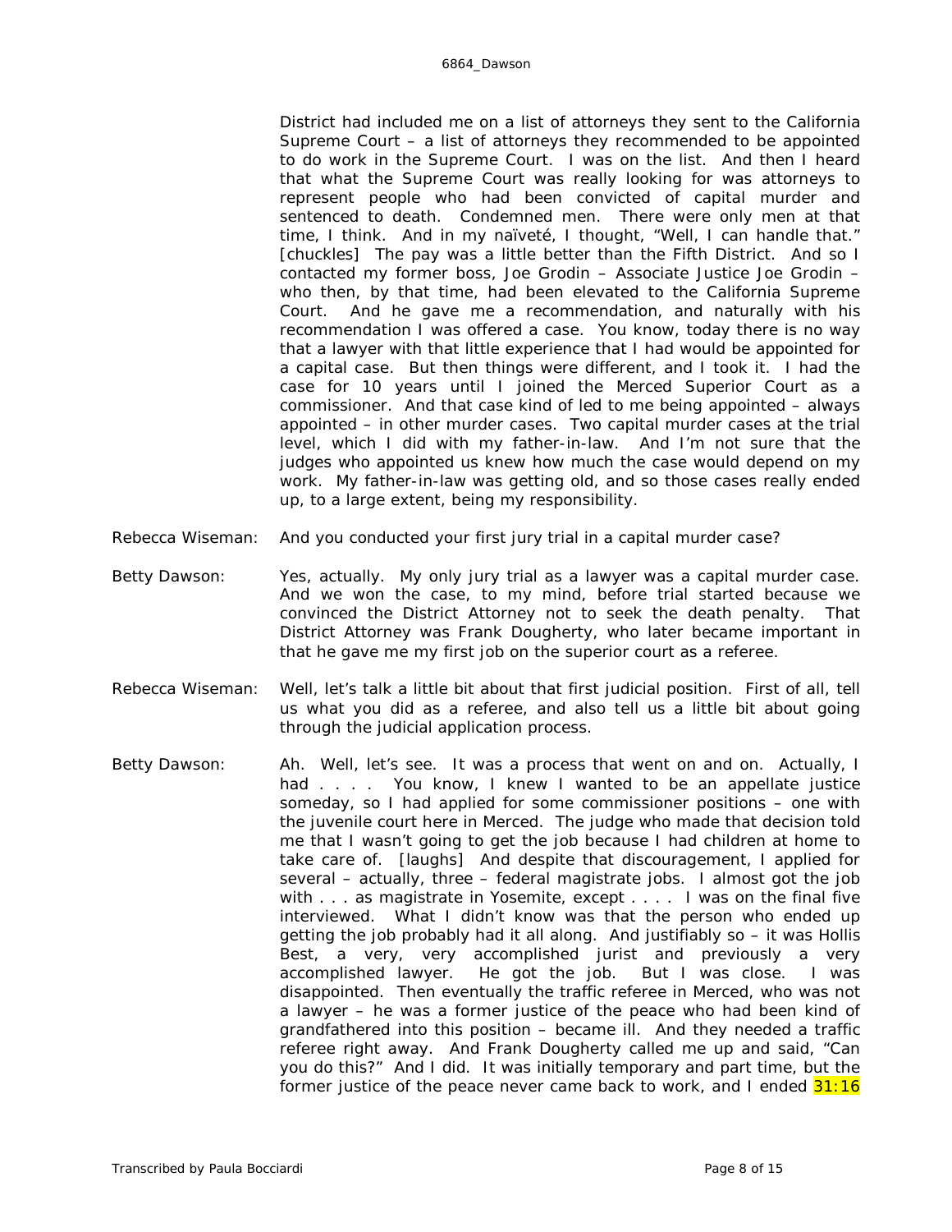District had included me on a list of attorneys they sent to the California Supreme Court – a list of attorneys they recommended to be appointed to do work in the Supreme Court. I was on the list. And then I heard that what the Supreme Court was really looking for was attorneys to represent people who had been convicted of capital murder and sentenced to death. Condemned men. There were only men at that time, I think. And in my naïveté, I thought, "Well, I can handle that." [chuckles] The pay was a little better than the Fifth District. And so I contacted my former boss, Joe Grodin – Associate Justice Joe Grodin – who then, by that time, had been elevated to the California Supreme Court. And he gave me a recommendation, and naturally with his recommendation I was offered a case. You know, today there is no way that a lawyer with that little experience that I had would be appointed for a capital case. But then things were different, and I took it. I had the case for 10 years until I joined the Merced Superior Court as a commissioner. And that case kind of led to me being appointed – always appointed – in other murder cases. Two capital murder cases at the trial level, which I did with my father-in-law. And I'm not sure that the judges who appointed us knew how much the case would depend on my work. My father-in-law was getting old, and so those cases really ended up, to a large extent, being my responsibility.

Rebecca Wiseman: And you conducted your first jury trial in a capital murder case?

Betty Dawson: Yes, actually. My only jury trial as a lawyer was a capital murder case. And we won the case, to my mind, before trial started because we convinced the District Attorney not to seek the death penalty. That District Attorney was Frank Dougherty, who later became important in that he gave me my first job on the superior court as a referee.

Rebecca Wiseman: Well, let's talk a little bit about that first judicial position. First of all, tell us what you did as a referee, and also tell us a little bit about going through the judicial application process.

Betty Dawson: Ah. Well, let's see. It was a process that went on and on. Actually, I had . . . . You know, I knew I wanted to be an appellate justice someday, so I had applied for some commissioner positions – one with the juvenile court here in Merced. The judge who made that decision told me that I wasn't going to get the job because I had children at home to take care of. [laughs] And despite that discouragement, I applied for several – actually, three – federal magistrate jobs. I almost got the job with . . . as magistrate in Yosemite, except . . . . I was on the final five interviewed. What I didn't know was that the person who ended up getting the job probably had it all along. And justifiably so – it was Hollis Best, a very, very accomplished jurist and previously a very accomplished lawyer. He got the job. But I was close. I was disappointed. Then eventually the traffic referee in Merced, who was not a lawyer – he was a former justice of the peace who had been kind of grandfathered into this position – became ill. And they needed a traffic referee right away. And Frank Dougherty called me up and said, "Can you do this?" And I did. It was initially temporary and part time, but the former justice of the peace never came back to work, and I ended 31:16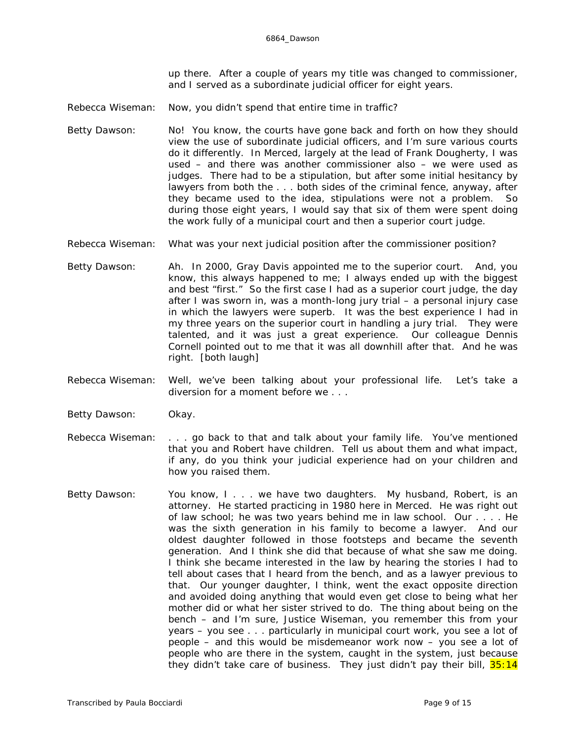up there. After a couple of years my title was changed to commissioner, and I served as a subordinate judicial officer for eight years.

Rebecca Wiseman: Now, you didn't spend that entire time in traffic?

Betty Dawson: No! You know, the courts have gone back and forth on how they should view the use of subordinate judicial officers, and I'm sure various courts do it differently. In Merced, largely at the lead of Frank Dougherty, I was used – and there was another commissioner also – we were used as judges. There had to be a stipulation, but after some initial hesitancy by lawyers from both the . . . both sides of the criminal fence, anyway, after they became used to the idea, stipulations were not a problem. So during those eight years, I would say that six of them were spent doing the work fully of a municipal court and then a superior court judge.

Rebecca Wiseman: What was your next judicial position after the commissioner position?

Betty Dawson: Ah. In 2000, Gray Davis appointed me to the superior court. And, you know, this always happened to me; I always ended up with the biggest and best "first." So the first case I had as a superior court judge, the day after I was sworn in, was a month-long jury trial – a personal injury case in which the lawyers were superb. It was the best experience I had in my three years on the superior court in handling a jury trial. They were talented, and it was just a great experience. Our colleague Dennis Cornell pointed out to me that it was all downhill after that. And he was right. [both laugh]

Rebecca Wiseman: Well, we've been talking about your professional life. Let's take a diversion for a moment before we . . .

Betty Dawson: Okay.

Rebecca Wiseman: . . . go back to that and talk about your family life. You've mentioned that you and Robert have children. Tell us about them and what impact, if any, do you think your judicial experience had on your children and how you raised them.

Betty Dawson: You know, I . . . we have two daughters. My husband, Robert, is an attorney. He started practicing in 1980 here in Merced. He was right out of law school; he was two years behind me in law school. Our . . . . He was the sixth generation in his family to become a lawyer. And our oldest daughter followed in those footsteps and became the seventh generation. And I think she did that because of what she saw me doing. I think she became interested in the law by hearing the stories I had to tell about cases that I heard from the bench, and as a lawyer previous to that. Our younger daughter, I think, went the exact opposite direction and avoided doing anything that would even get close to being what her mother did or what her sister strived to do. The thing about being on the bench – and I'm sure, Justice Wiseman, you remember this from your years – you see . . . particularly in municipal court work, you see a lot of people – and this would be misdemeanor work now – you see a lot of people who are there in the system, caught in the system, just because they didn't take care of business. They just didn't pay their bill, 35:14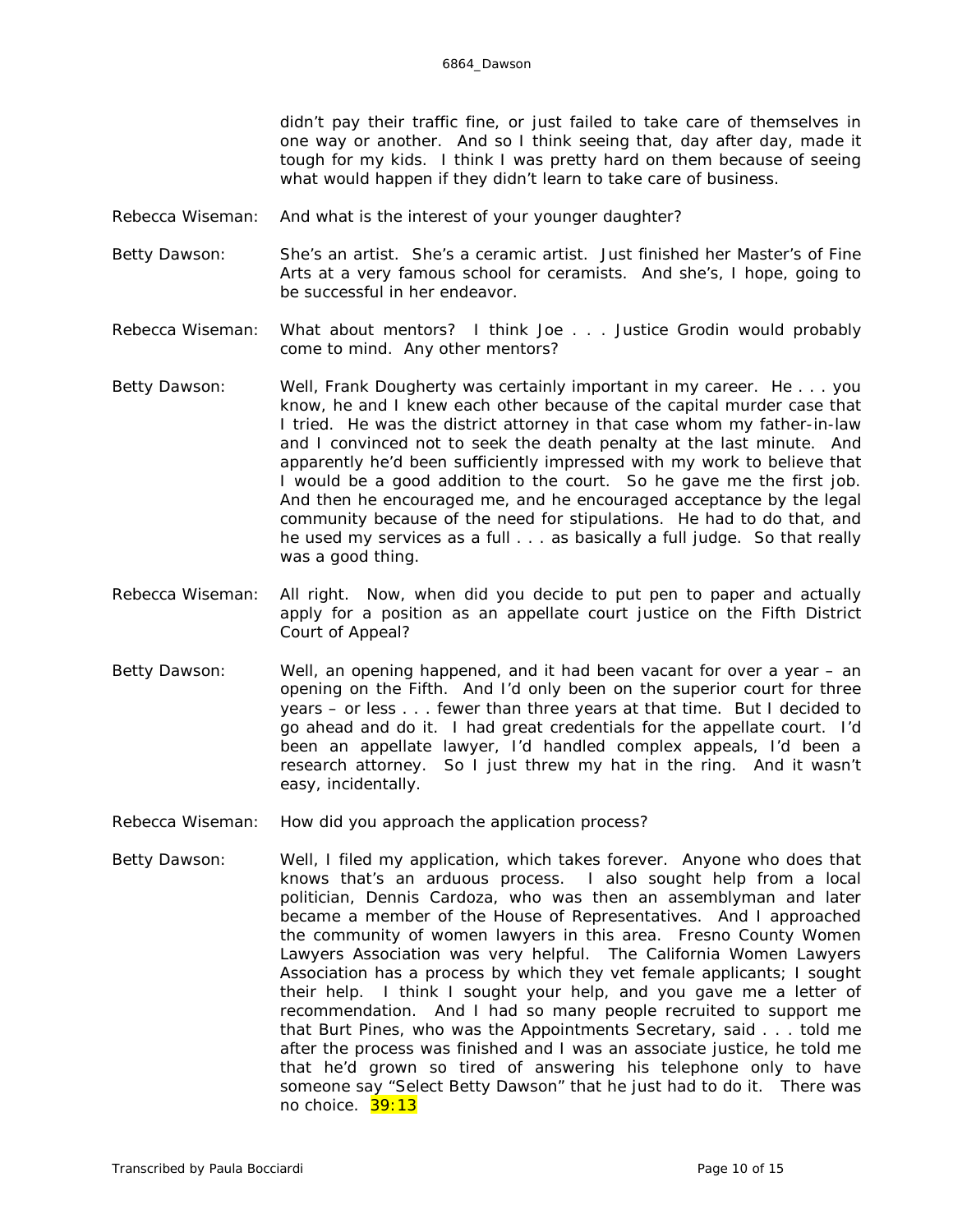didn't pay their traffic fine, or just failed to take care of themselves in one way or another. And so I think seeing that, day after day, made it tough for my kids. I think I was pretty hard on them because of seeing what would happen if they didn't learn to take care of business.

Rebecca Wiseman: And what is the interest of your younger daughter?

Betty Dawson: She's an artist. She's a ceramic artist. Just finished her Master's of Fine Arts at a very famous school for ceramists. And she's, I hope, going to be successful in her endeavor.

Rebecca Wiseman: What about mentors? I think Joe . . . Justice Grodin would probably come to mind. Any other mentors?

Betty Dawson: Well, Frank Dougherty was certainly important in my career. He . . . you know, he and I knew each other because of the capital murder case that I tried. He was the district attorney in that case whom my father-in-law and I convinced not to seek the death penalty at the last minute. And apparently he'd been sufficiently impressed with my work to believe that I would be a good addition to the court. So he gave me the first job. And then he encouraged me, and he encouraged acceptance by the legal community because of the need for stipulations. He had to do that, and he used my services as a full . . . as basically a full judge. So that really was a good thing.

Rebecca Wiseman: All right. Now, when did you decide to put pen to paper and actually apply for a position as an appellate court justice on the Fifth District Court of Appeal?

Betty Dawson: Well, an opening happened, and it had been vacant for over a year – an opening on the Fifth. And I'd only been on the superior court for three years – or less . . . fewer than three years at that time. But I decided to go ahead and do it. I had great credentials for the appellate court. I'd been an appellate lawyer, I'd handled complex appeals, I'd been a research attorney. So I just threw my hat in the ring. And it wasn't easy, incidentally.

Rebecca Wiseman: How did you approach the application process?

Betty Dawson: Well, I filed my application, which takes forever. Anyone who does that knows that's an arduous process. I also sought help from a local politician, Dennis Cardoza, who was then an assemblyman and later became a member of the House of Representatives. And I approached the community of women lawyers in this area. Fresno County Women Lawyers Association was very helpful. The California Women Lawyers Association has a process by which they vet female applicants; I sought their help. I think I sought your help, and you gave me a letter of recommendation. And I had so many people recruited to support me that Burt Pines, who was the Appointments Secretary, said . . . told me after the process was finished and I was an associate justice, he told me that he'd grown so tired of answering his telephone only to have someone say "Select Betty Dawson" that he just had to do it. There was no choice. 39:13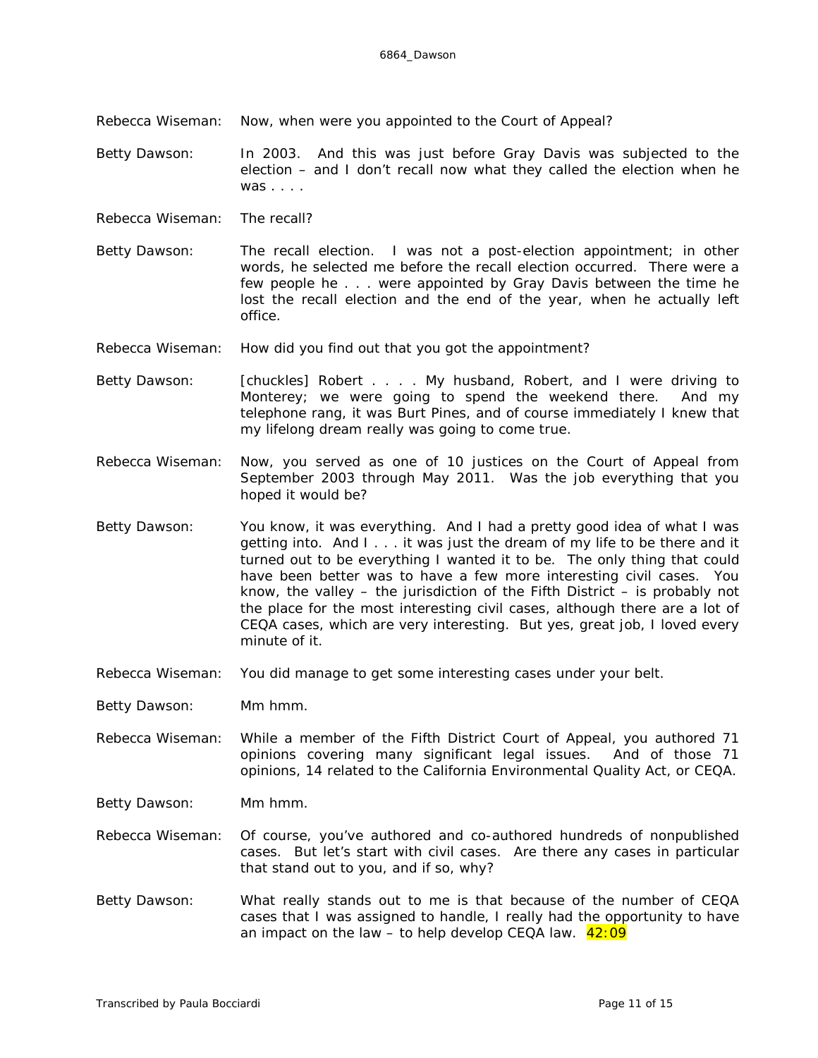Rebecca Wiseman: Now, when were you appointed to the Court of Appeal?

Betty Dawson: In 2003. And this was just before Gray Davis was subjected to the election – and I don't recall now what they called the election when he was . . . .

Rebecca Wiseman: The recall?

Betty Dawson: The recall election. I was not a post-election appointment; in other words, he selected me before the recall election occurred. There were a few people he . . . were appointed by Gray Davis between the time he lost the recall election and the end of the year, when he actually left office.

Rebecca Wiseman: How did you find out that you got the appointment?

Betty Dawson: [chuckles] Robert . . . . My husband, Robert, and I were driving to Monterey; we were going to spend the weekend there. And my telephone rang, it was Burt Pines, and of course immediately I knew that my lifelong dream really was going to come true.

Rebecca Wiseman: Now, you served as one of 10 justices on the Court of Appeal from September 2003 through May 2011. Was the job everything that you hoped it would be?

Betty Dawson: You know, it was everything. And I had a pretty good idea of what I was getting into. And I . . . it was just the dream of my life to be there and it turned out to be everything I wanted it to be. The only thing that could have been better was to have a few more interesting civil cases. You know, the valley – the jurisdiction of the Fifth District – is probably not the place for the most interesting civil cases, although there are a lot of CEQA cases, which are very interesting. But yes, great job, I loved every minute of it.

Rebecca Wiseman: You did manage to get some interesting cases under your belt.

Betty Dawson: Mm hmm.

Rebecca Wiseman: While a member of the Fifth District Court of Appeal, you authored 71 opinions covering many significant legal issues. And of those 71 opinions, 14 related to the California Environmental Quality Act, or CEQA.

Betty Dawson: Mm hmm.

Rebecca Wiseman: Of course, you've authored and co-authored hundreds of nonpublished cases. But let's start with civil cases. Are there any cases in particular that stand out to you, and if so, why?

Betty Dawson: What really stands out to me is that because of the number of CEQA cases that I was assigned to handle, I really had the opportunity to have an impact on the law – to help develop CEQA law. 42:09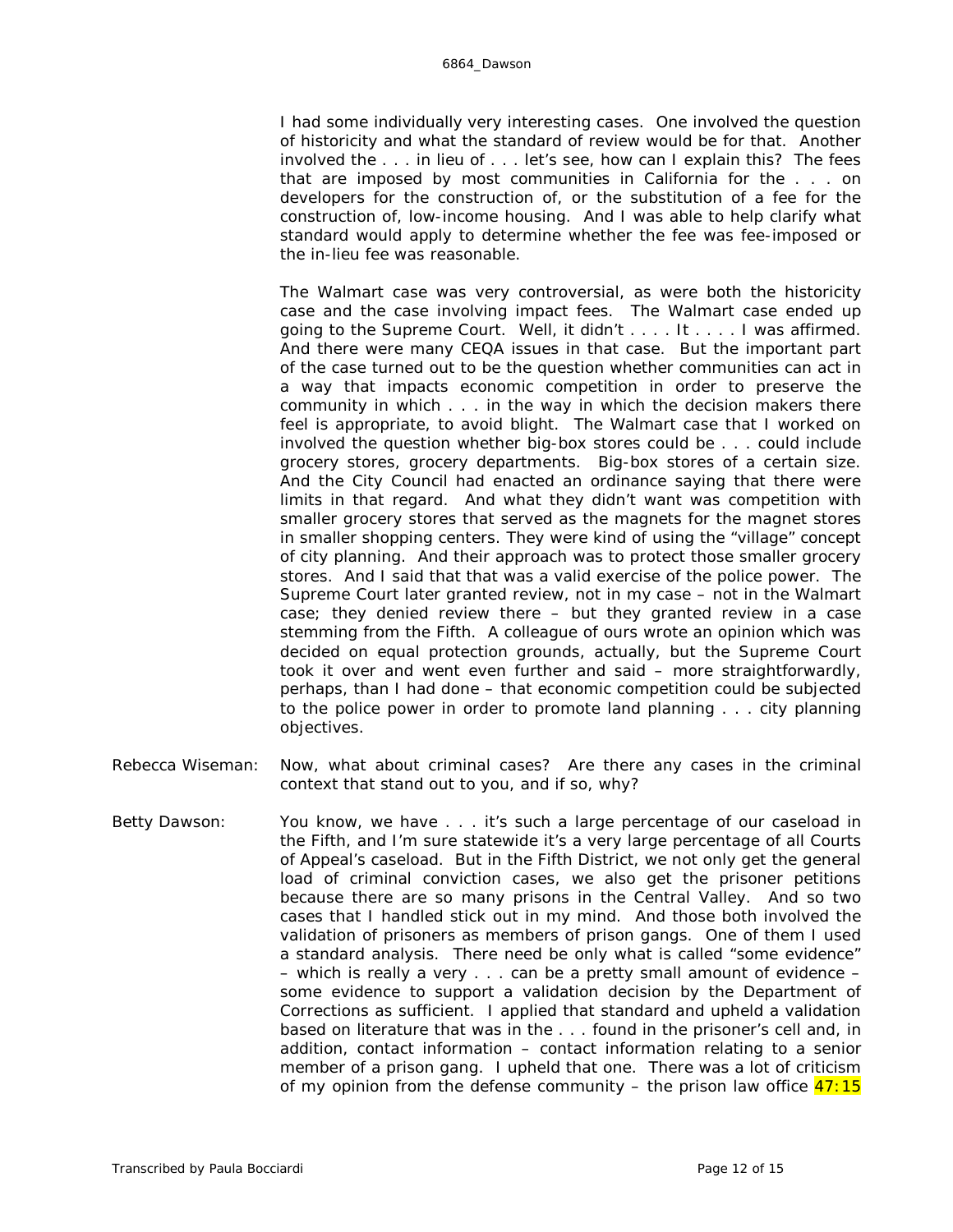I had some individually very interesting cases. One involved the question of historicity and what the standard of review would be for that. Another involved the . . . in lieu of . . . let's see, how can I explain this? The fees that are imposed by most communities in California for the . . . on developers for the construction of, or the substitution of a fee for the construction of, low-income housing. And I was able to help clarify what standard would apply to determine whether the fee was fee-imposed or the in-lieu fee was reasonable.

The Walmart case was very controversial, as were both the historicity case and the case involving impact fees. The Walmart case ended up going to the Supreme Court. Well, it didn't . . . . It . . . . I was affirmed. And there were many CEQA issues in that case. But the important part of the case turned out to be the question whether communities can act in a way that impacts economic competition in order to preserve the community in which . . . in the way in which the decision makers there feel is appropriate, to avoid blight. The Walmart case that I worked on involved the question whether big-box stores could be . . . could include grocery stores, grocery departments. Big-box stores of a certain size. And the City Council had enacted an ordinance saying that there were limits in that regard. And what they didn't want was competition with smaller grocery stores that served as the magnets for the magnet stores in smaller shopping centers. They were kind of using the "village" concept of city planning. And their approach was to protect those smaller grocery stores. And I said that that was a valid exercise of the police power. The Supreme Court later granted review, not in my case – not in the Walmart case; they denied review there – but they granted review in a case stemming from the Fifth. A colleague of ours wrote an opinion which was decided on equal protection grounds, actually, but the Supreme Court took it over and went even further and said – more straightforwardly, perhaps, than I had done – that economic competition could be subjected to the police power in order to promote land planning . . . city planning objectives.

Rebecca Wiseman: Now, what about criminal cases? Are there any cases in the criminal context that stand out to you, and if so, why?

Betty Dawson: You know, we have . . . it's such a large percentage of our caseload in the Fifth, and I'm sure statewide it's a very large percentage of all Courts of Appeal's caseload. But in the Fifth District, we not only get the general load of criminal conviction cases, we also get the prisoner petitions because there are so many prisons in the Central Valley. And so two cases that I handled stick out in my mind. And those both involved the validation of prisoners as members of prison gangs. One of them I used a standard analysis. There need be only what is called "some evidence" – which is really a very . . . can be a pretty small amount of evidence – some evidence to support a validation decision by the Department of Corrections as sufficient. I applied that standard and upheld a validation based on literature that was in the . . . found in the prisoner's cell and, in addition, contact information – contact information relating to a senior member of a prison gang. I upheld that one. There was a lot of criticism of my opinion from the defense community – the prison law office 47:15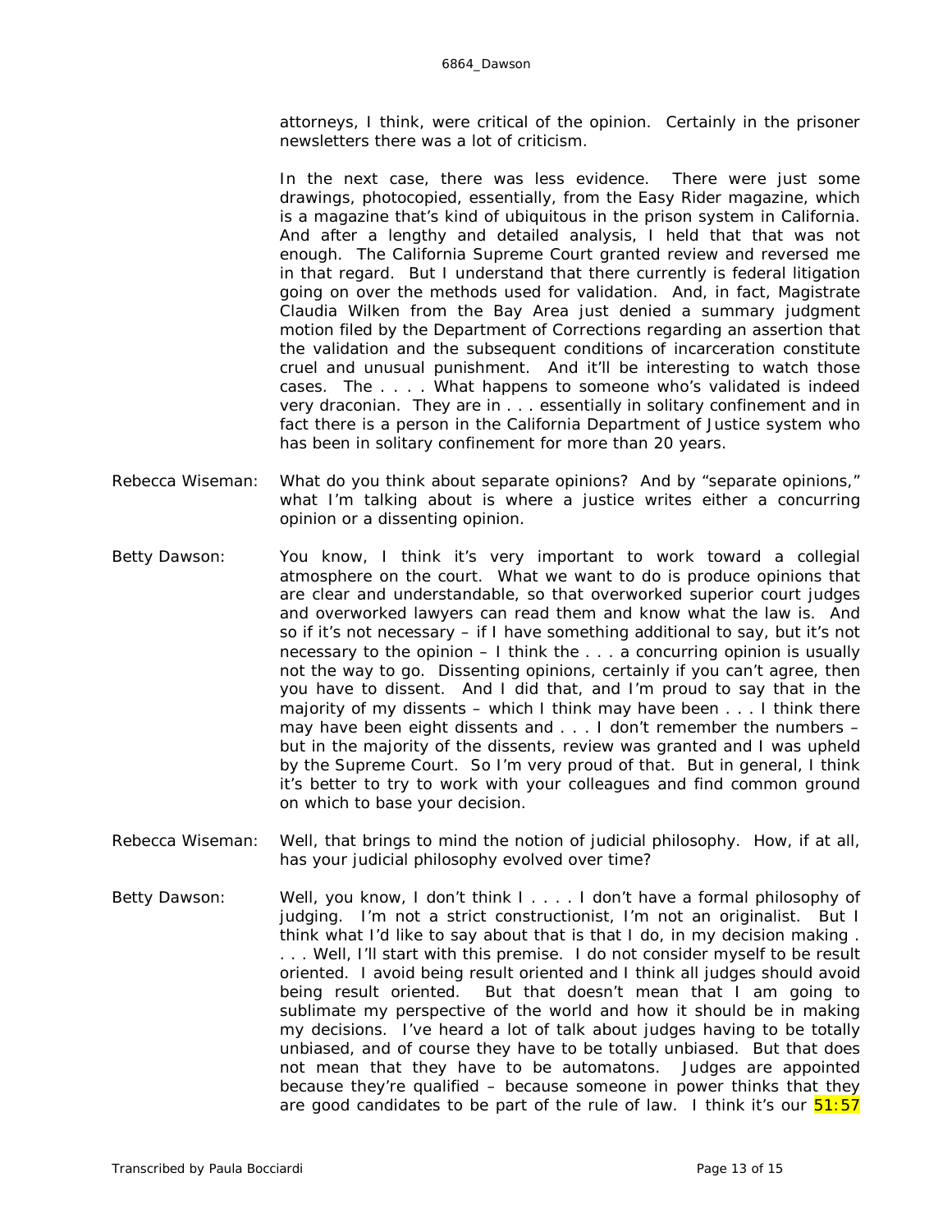attorneys, I think, were critical of the opinion. Certainly in the prisoner newsletters there was a lot of criticism.

In the next case, there was less evidence. There were just some drawings, photocopied, essentially, from the Easy Rider magazine, which is a magazine that's kind of ubiquitous in the prison system in California. And after a lengthy and detailed analysis, I held that that was not enough. The California Supreme Court granted review and reversed me in that regard. But I understand that there currently is federal litigation going on over the methods used for validation. And, in fact, Magistrate Claudia Wilken from the Bay Area just denied a summary judgment motion filed by the Department of Corrections regarding an assertion that the validation and the subsequent conditions of incarceration constitute cruel and unusual punishment. And it'll be interesting to watch those cases. The . . . . What happens to someone who's validated is indeed very draconian. They are in . . . essentially in solitary confinement and in fact there is a person in the California Department of Justice system who has been in solitary confinement for more than 20 years.

Rebecca Wiseman: What do you think about separate opinions? And by "separate opinions," what I'm talking about is where a justice writes either a concurring opinion or a dissenting opinion.

Betty Dawson: You know, I think it's very important to work toward a collegial atmosphere on the court. What we want to do is produce opinions that are clear and understandable, so that overworked superior court judges and overworked lawyers can read them and know what the law is. And so if it's not necessary – if I have something additional to say, but it's not necessary to the opinion – I think the . . . a concurring opinion is usually not the way to go. Dissenting opinions, certainly if you can't agree, then you have to dissent. And I did that, and I'm proud to say that in the majority of my dissents – which I think may have been . . . I think there may have been eight dissents and . . . I don't remember the numbers – but in the majority of the dissents, review was granted and I was upheld by the Supreme Court. So I'm very proud of that. But in general, I think it's better to try to work with your colleagues and find common ground on which to base your decision.

Rebecca Wiseman: Well, that brings to mind the notion of judicial philosophy. How, if at all, has your judicial philosophy evolved over time?

Betty Dawson: Well, you know, I don't think I . . . . I don't have a formal philosophy of judging. I'm not a strict constructionist, I'm not an originalist. But I think what I'd like to say about that is that I do, in my decision making . . . . Well, I'll start with this premise. I do not consider myself to be result oriented. I avoid being result oriented and I think all judges should avoid being result oriented. But that doesn't mean that I am going to sublimate my perspective of the world and how it should be in making my decisions. I've heard a lot of talk about judges having to be totally unbiased, and of course they have to be totally unbiased. But that does not mean that they have to be automatons. Judges are appointed because they're qualified – because someone in power thinks that they are good candidates to be part of the rule of law. I think it's our 51:57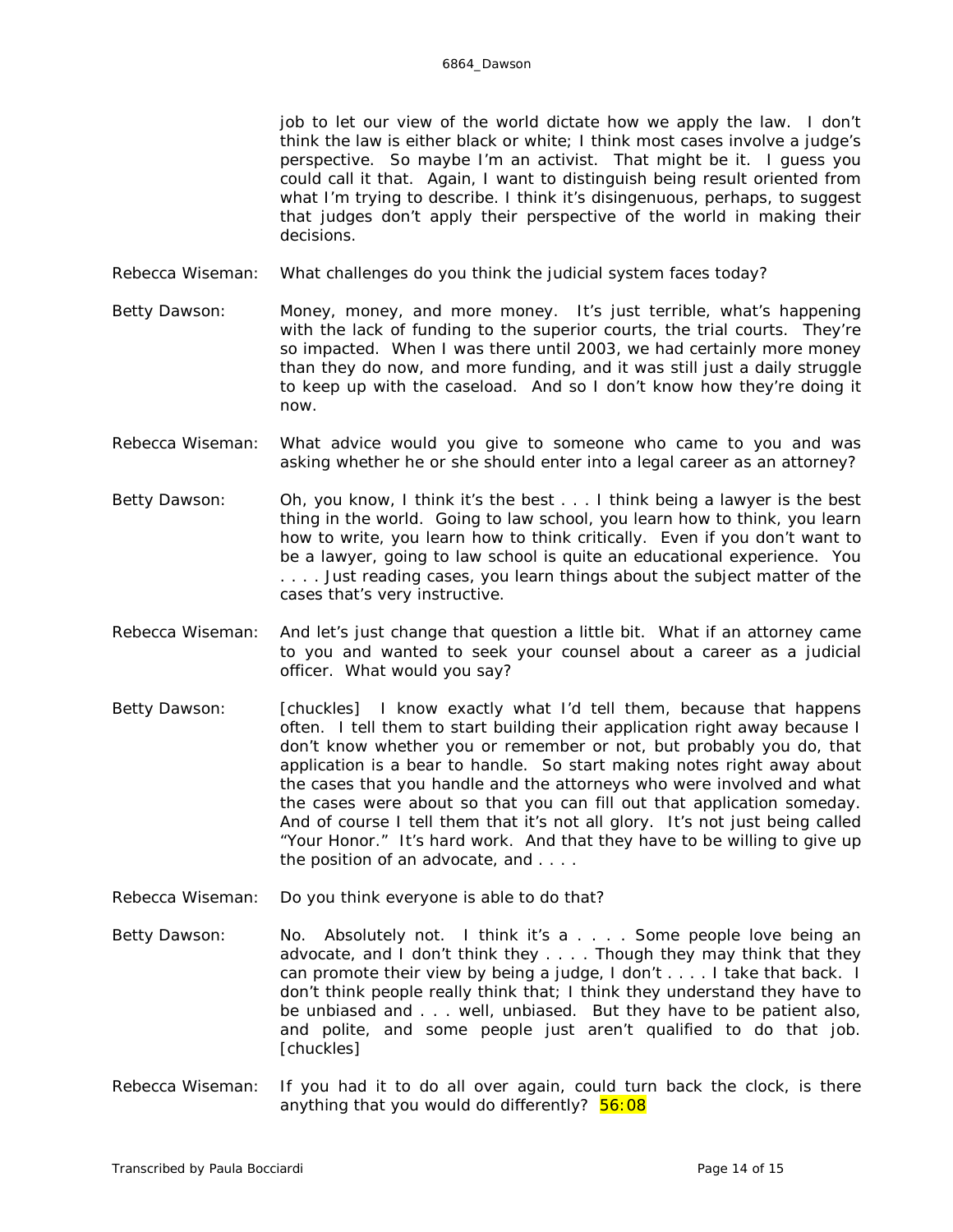job to let our view of the world dictate how we apply the law. I don't think the law is either black or white; I think most cases involve a judge's perspective. So maybe I'm an activist. That might be it. I guess you could call it that. Again, I want to distinguish being result oriented from what I'm trying to describe. I think it's disingenuous, perhaps, to suggest that judges don't apply their perspective of the world in making their decisions.

Rebecca Wiseman: What challenges do you think the judicial system faces today?

Betty Dawson: Money, money, and more money. It's just terrible, what's happening with the lack of funding to the superior courts, the trial courts. They're so impacted. When I was there until 2003, we had certainly more money than they do now, and more funding, and it was still just a daily struggle to keep up with the caseload. And so I don't know how they're doing it now.

Rebecca Wiseman: What advice would you give to someone who came to you and was asking whether he or she should enter into a legal career as an attorney?

Betty Dawson: Oh, you know, I think it's the best . . . I think being a lawyer is the best thing in the world. Going to law school, you learn how to think, you learn how to write, you learn how to think critically. Even if you don't want to be a lawyer, going to law school is quite an educational experience. You . . . . Just reading cases, you learn things about the subject matter of the cases that's very instructive.

Rebecca Wiseman: And let's just change that question a little bit. What if an attorney came to you and wanted to seek your counsel about a career as a judicial officer. What would you say?

Betty Dawson: [chuckles] I know exactly what I'd tell them, because that happens often. I tell them to start building their application right away because I don't know whether you or remember or not, but probably you do, that application is a bear to handle. So start making notes right away about the cases that you handle and the attorneys who were involved and what the cases were about so that you can fill out that application someday. And of course I tell them that it's not all glory. It's not just being called "Your Honor." It's hard work. And that they have to be willing to give up the position of an advocate, and . . . .

Rebecca Wiseman: Do you think everyone is able to do that?

Betty Dawson: No. Absolutely not. I think it's a . . . . Some people love being an advocate, and I don't think they . . . . Though they may think that they can promote their view by being a judge, I don't . . . . I take that back. I don't think people really think that; I think they understand they have to be unbiased and . . . well, unbiased. But they have to be patient also, and polite, and some people just aren't qualified to do that job. [chuckles]

Rebecca Wiseman: If you had it to do all over again, could turn back the clock, is there anything that you would do differently? 56:08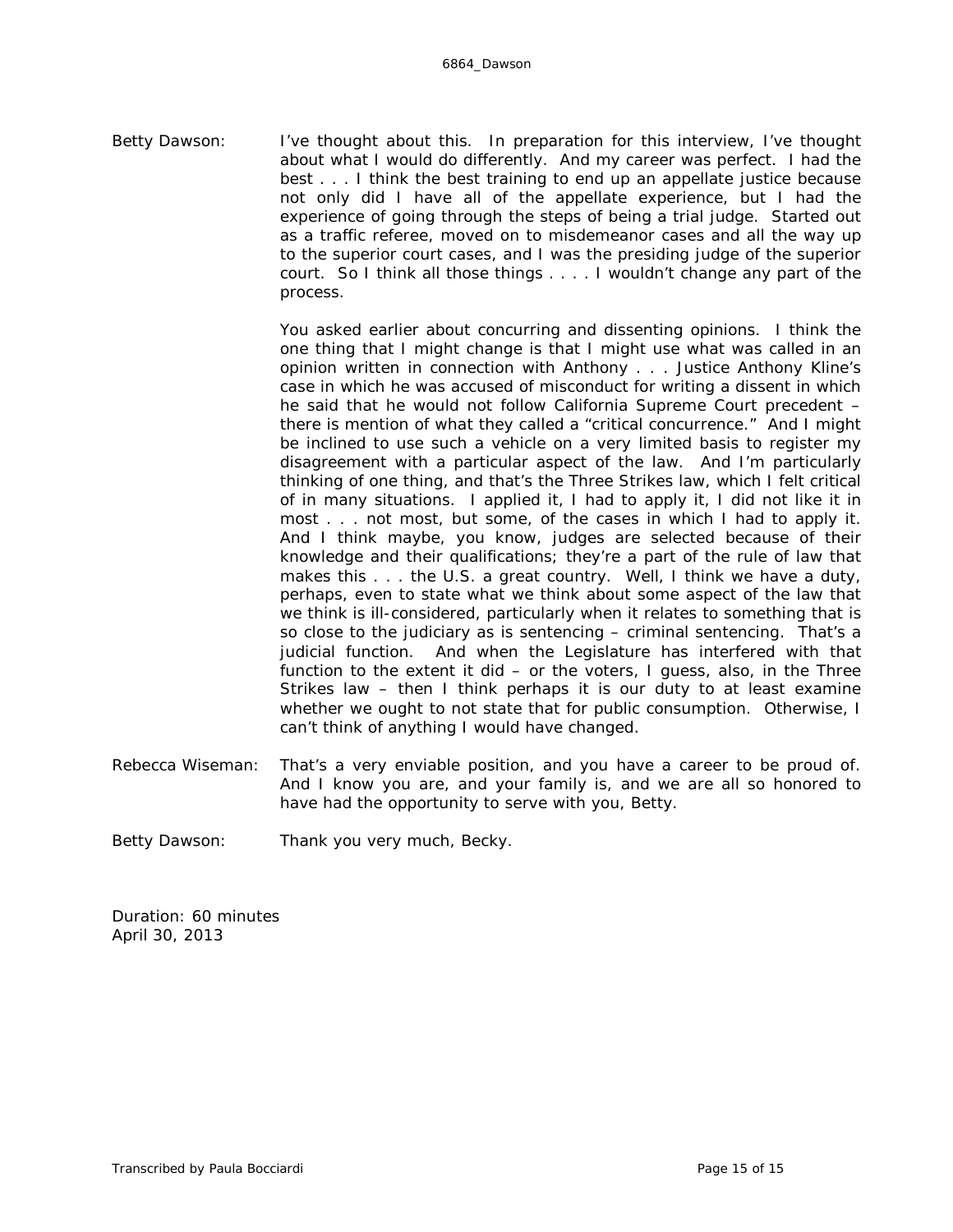Betty Dawson: I've thought about this. In preparation for this interview, I've thought about what I would do differently. And my career was perfect. I had the best . . . I think the best training to end up an appellate justice because not only did I have all of the appellate experience, but I had the experience of going through the steps of being a trial judge. Started out as a traffic referee, moved on to misdemeanor cases and all the way up to the superior court cases, and I was the presiding judge of the superior court. So I think all those things . . . . I wouldn't change any part of the process.

You asked earlier about concurring and dissenting opinions. I think the one thing that I might change is that I might use what was called in an opinion written in connection with Anthony . . . Justice Anthony Kline's case in which he was accused of misconduct for writing a dissent in which he said that he would not follow California Supreme Court precedent – there is mention of what they called a "critical concurrence." And I might be inclined to use such a vehicle on a very limited basis to register my disagreement with a particular aspect of the law. And I'm particularly thinking of one thing, and that's the Three Strikes law, which I felt critical of in many situations. I applied it, I had to apply it, I did not like it in most . . . not most, but some, of the cases in which I had to apply it. And I think maybe, you know, judges are selected because of their knowledge and their qualifications; they're a part of the rule of law that makes this . . . the U.S. a great country. Well, I think we have a duty, perhaps, even to state what we think about some aspect of the law that we think is ill-considered, particularly when it relates to something that is so close to the judiciary as is sentencing – criminal sentencing. That's a judicial function. And when the Legislature has interfered with that function to the extent it did – or the voters, I guess, also, in the Three Strikes law – then I think perhaps it is our duty to at least examine whether we ought to not state that for public consumption. Otherwise, I can't think of anything I would have changed.

Rebecca Wiseman: That's a very enviable position, and you have a career to be proud of. And I know you are, and your family is, and we are all so honored to have had the opportunity to serve with you, Betty.

Betty Dawson: Thank you very much, Becky.

Duration: 60 minutes
April 30, 2013

Transcribed by Paula Bocciardi